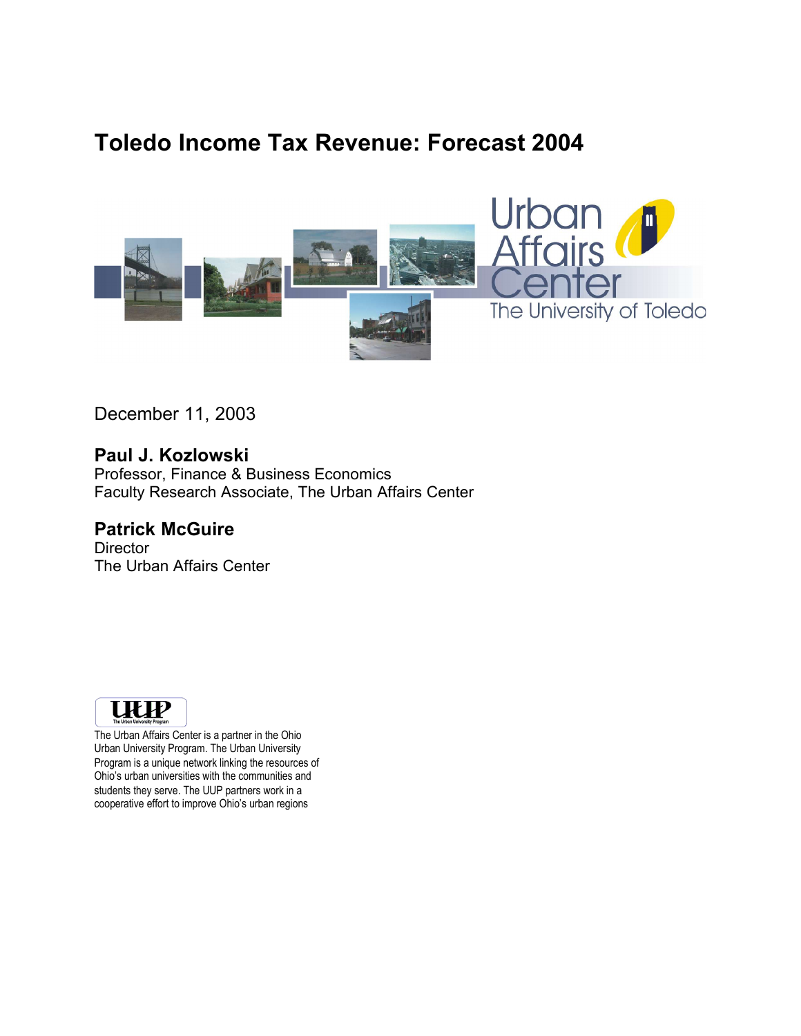# Toledo Income Tax Revenue: Forecast 2004

Urban Affairs Center
The University of Toledo

December 11, 2003

**Paul J. Kozlowski**
Professor, Finance & Business Economics
Faculty Research Associate, The Urban Affairs Center

**Patrick McGuire**
Director
The Urban Affairs Center

UUP
The Urban University Program

The Urban Affairs Center is a partner in the Ohio Urban University Program. The Urban University Program is a unique network linking the resources of Ohio's urban universities with the communities and students they serve. The UUP partners work in a cooperative effort to improve Ohio's urban regions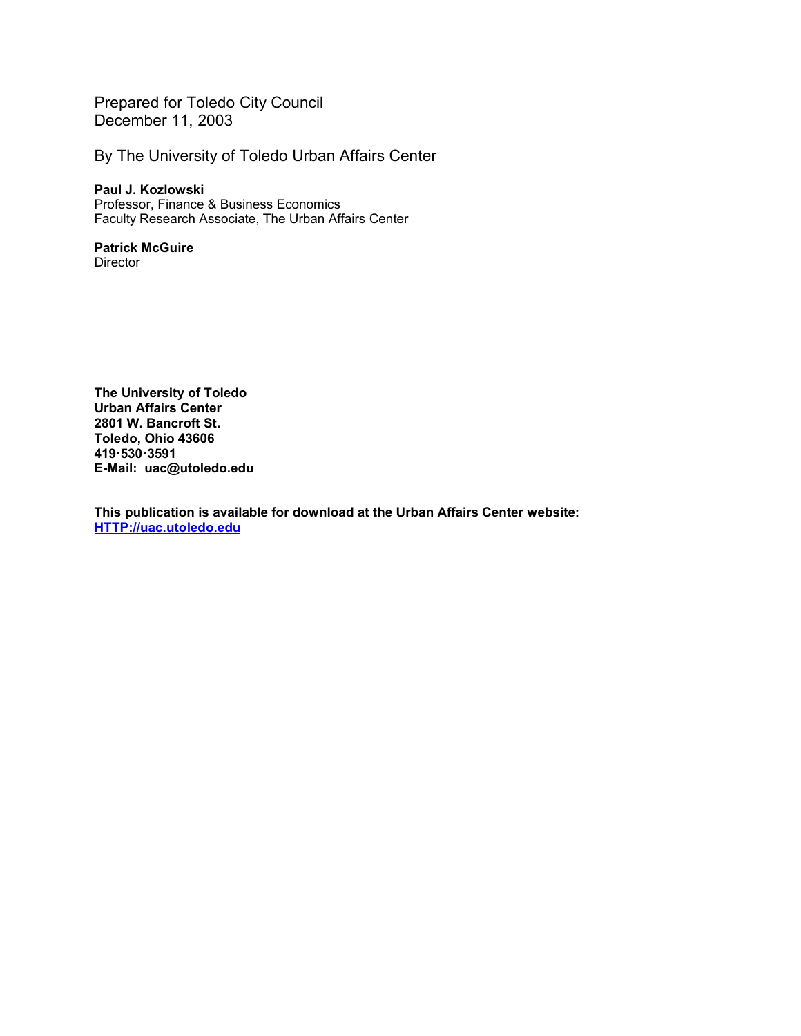Prepared for Toledo City Council
December 11, 2003

By The University of Toledo Urban Affairs Center

**Paul J. Kozlowski**
Professor, Finance & Business Economics
Faculty Research Associate, The Urban Affairs Center

**Patrick McGuire**
Director

**The University of Toledo**
**Urban Affairs Center**
**2801 W. Bancroft St.**
**Toledo, Ohio 43606**
**419·530·3591**
**E-Mail: uac@utoledo.edu**

**This publication is available for download at the Urban Affairs Center website:**
**[HTTP://uac.utoledo.edu](HTTP://uac.utoledo.edu)**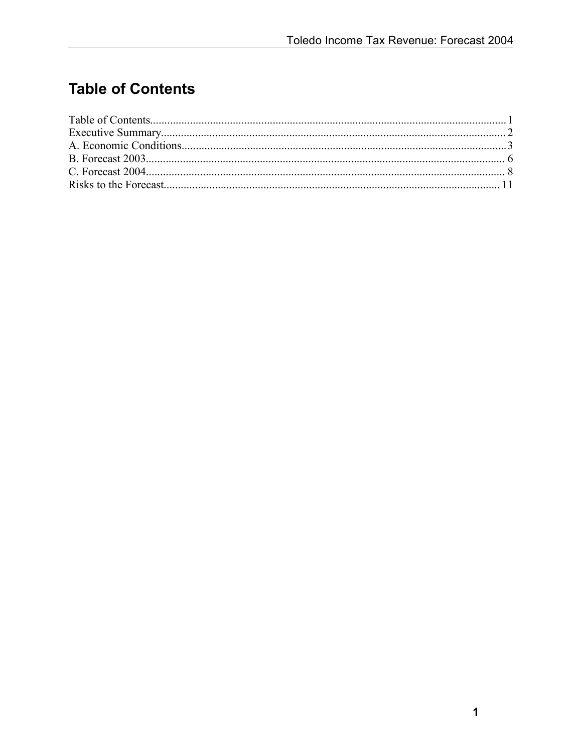# Table of Contents

Table of Contents........................................................................................................................1
Executive Summary.....................................................................................................................2
A. Economic Conditions..............................................................................................................3
B. Forecast 2003..........................................................................................................................6
C. Forecast 2004..........................................................................................................................8
Risks to the Forecast..................................................................................................................11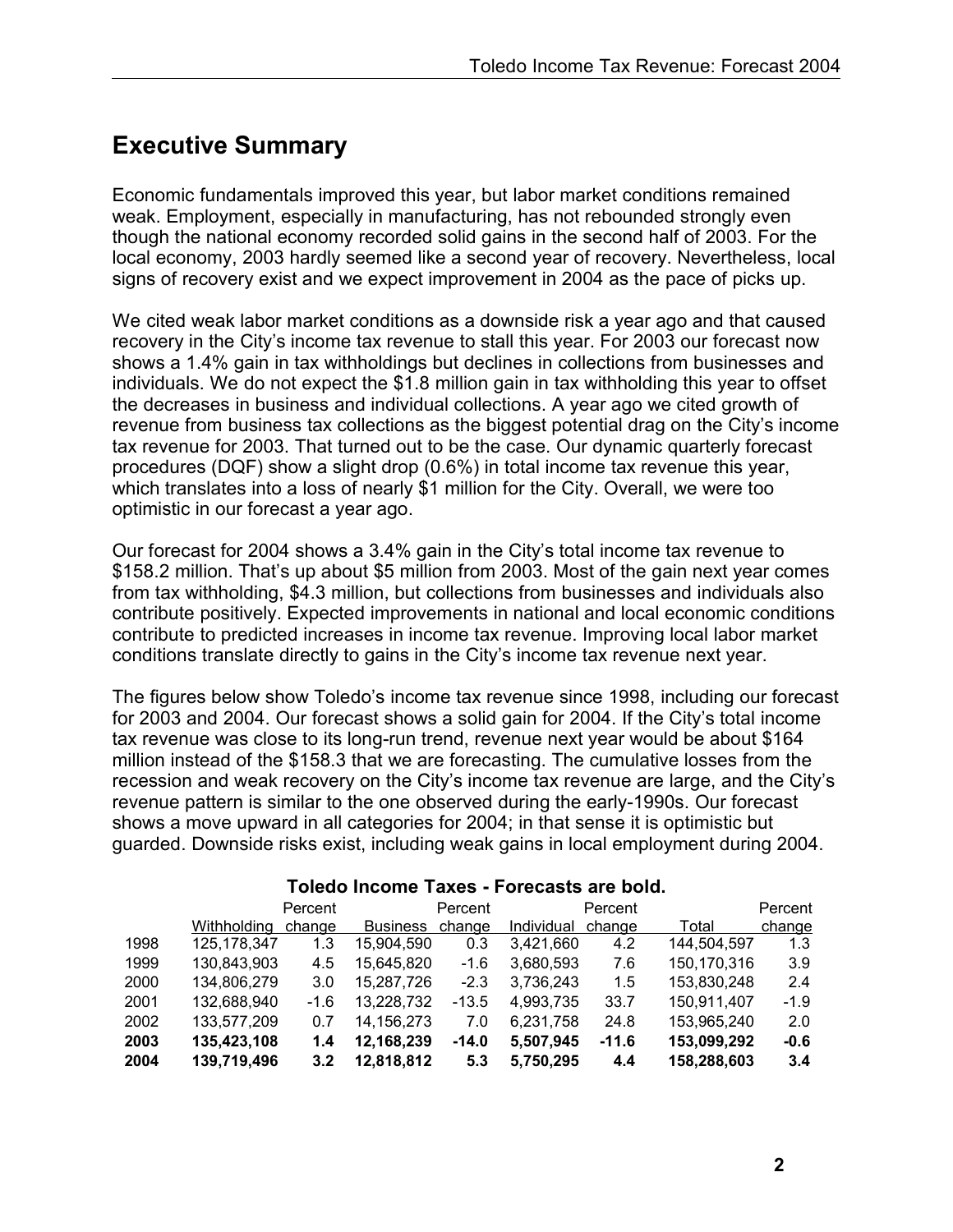## Executive Summary

Economic fundamentals improved this year, but labor market conditions remained weak. Employment, especially in manufacturing, has not rebounded strongly even though the national economy recorded solid gains in the second half of 2003. For the local economy, 2003 hardly seemed like a second year of recovery. Nevertheless, local signs of recovery exist and we expect improvement in 2004 as the pace of picks up.

We cited weak labor market conditions as a downside risk a year ago and that caused recovery in the City's income tax revenue to stall this year. For 2003 our forecast now shows a 1.4% gain in tax withholdings but declines in collections from businesses and individuals. We do not expect the $1.8 million gain in tax withholding this year to offset the decreases in business and individual collections. A year ago we cited growth of revenue from business tax collections as the biggest potential drag on the City's income tax revenue for 2003. That turned out to be the case. Our dynamic quarterly forecast procedures (DQF) show a slight drop (0.6%) in total income tax revenue this year, which translates into a loss of nearly $1 million for the City. Overall, we were too optimistic in our forecast a year ago.

Our forecast for 2004 shows a 3.4% gain in the City's total income tax revenue to $158.2 million. That's up about $5 million from 2003. Most of the gain next year comes from tax withholding, $4.3 million, but collections from businesses and individuals also contribute positively. Expected improvements in national and local economic conditions contribute to predicted increases in income tax revenue. Improving local labor market conditions translate directly to gains in the City's income tax revenue next year.

The figures below show Toledo's income tax revenue since 1998, including our forecast for 2003 and 2004. Our forecast shows a solid gain for 2004. If the City's total income tax revenue was close to its long-run trend, revenue next year would be about $164 million instead of the $158.3 that we are forecasting. The cumulative losses from the recession and weak recovery on the City's income tax revenue are large, and the City's revenue pattern is similar to the one observed during the early-1990s. Our forecast shows a move upward in all categories for 2004; in that sense it is optimistic but guarded. Downside risks exist, including weak gains in local employment during 2004.

**Toledo Income Taxes - Forecasts are bold.**

| | Withholding | Percent change | Business | Percent change | Individual | Percent change | Total | Percent change |
|---|---|---|---|---|---|---|---|---|
| 1998 | 125,178,347 | 1.3 | 15,904,590 | 0.3 | 3,421,660 | 4.2 | 144,504,597 | 1.3 |
| 1999 | 130,843,903 | 4.5 | 15,645,820 | -1.6 | 3,680,593 | 7.6 | 150,170,316 | 3.9 |
| 2000 | 134,806,279 | 3.0 | 15,287,726 | -2.3 | 3,736,243 | 1.5 | 153,830,248 | 2.4 |
| 2001 | 132,688,940 | -1.6 | 13,228,732 | -13.5 | 4,993,735 | 33.7 | 150,911,407 | -1.9 |
| 2002 | 133,577,209 | 0.7 | 14,156,273 | 7.0 | 6,231,758 | 24.8 | 153,965,240 | 2.0 |
| **2003** | **135,423,108** | **1.4** | **12,168,239** | **-14.0** | **5,507,945** | **-11.6** | **153,099,292** | **-0.6** |
| **2004** | **139,719,496** | **3.2** | **12,818,812** | **5.3** | **5,750,295** | **4.4** | **158,288,603** | **3.4** |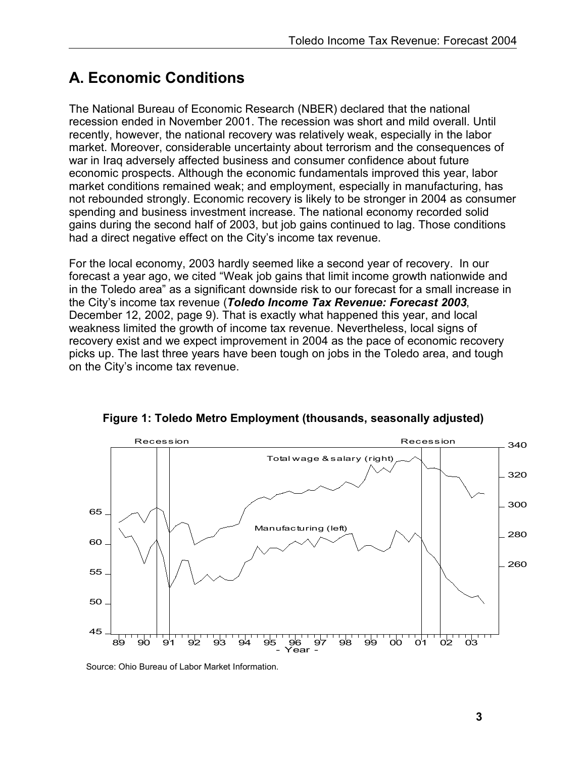## A. Economic Conditions

The National Bureau of Economic Research (NBER) declared that the national recession ended in November 2001. The recession was short and mild overall. Until recently, however, the national recovery was relatively weak, especially in the labor market. Moreover, considerable uncertainty about terrorism and the consequences of war in Iraq adversely affected business and consumer confidence about future economic prospects. Although the economic fundamentals improved this year, labor market conditions remained weak; and employment, especially in manufacturing, has not rebounded strongly. Economic recovery is likely to be stronger in 2004 as consumer spending and business investment increase. The national economy recorded solid gains during the second half of 2003, but job gains continued to lag. Those conditions had a direct negative effect on the City's income tax revenue.

For the local economy, 2003 hardly seemed like a second year of recovery. In our forecast a year ago, we cited "Weak job gains that limit income growth nationwide and in the Toledo area" as a significant downside risk to our forecast for a small increase in the City's income tax revenue (***Toledo Income Tax Revenue: Forecast 2003***, December 12, 2002, page 9). That is exactly what happened this year, and local weakness limited the growth of income tax revenue. Nevertheless, local signs of recovery exist and we expect improvement in 2004 as the pace of economic recovery picks up. The last three years have been tough on jobs in the Toledo area, and tough on the City's income tax revenue.

**Figure 1: Toledo Metro Employment (thousands, seasonally adjusted)**

Source: Ohio Bureau of Labor Market Information.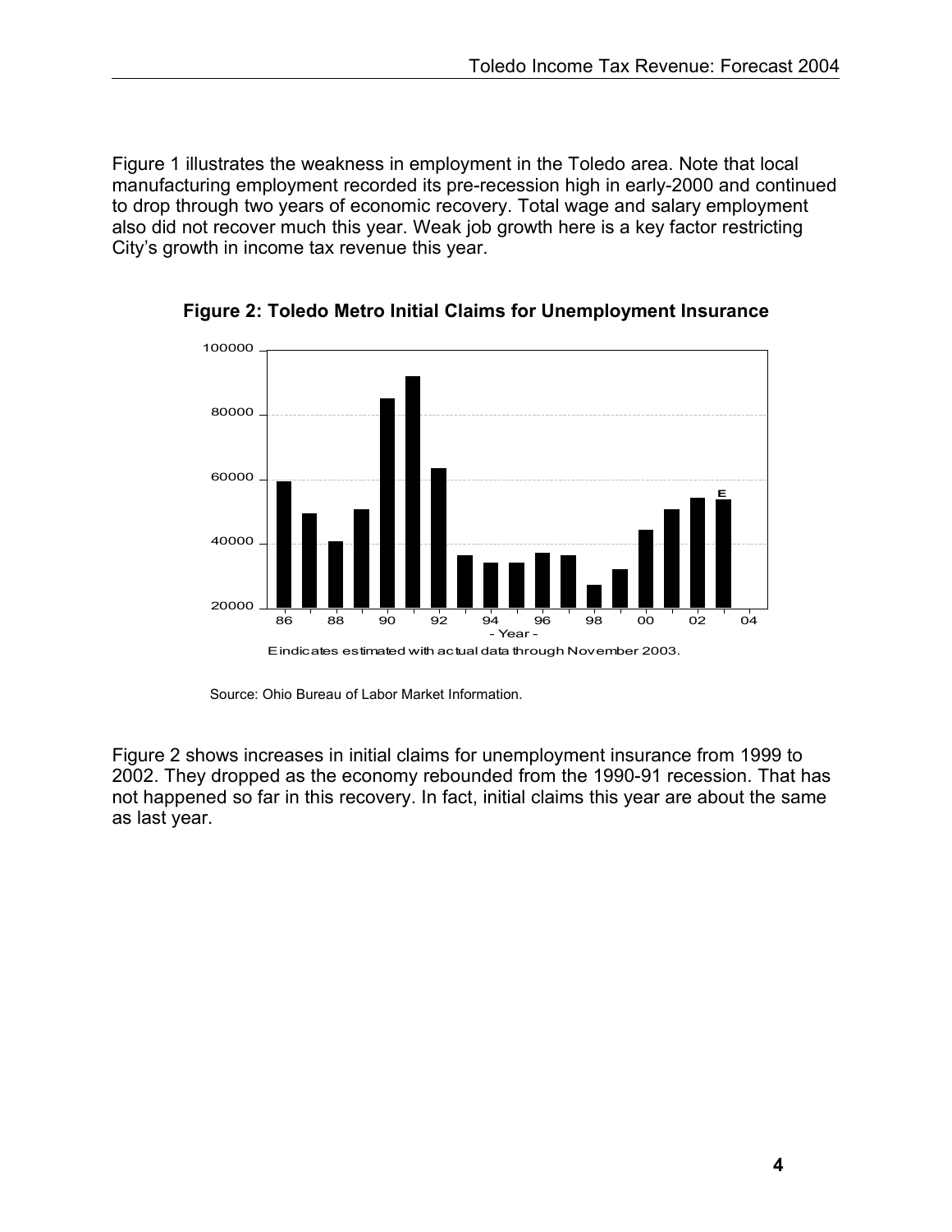Figure 1 illustrates the weakness in employment in the Toledo area. Note that local manufacturing employment recorded its pre-recession high in early-2000 and continued to drop through two years of economic recovery. Total wage and salary employment also did not recover much this year. Weak job growth here is a key factor restricting City's growth in income tax revenue this year.

**Figure 2: Toledo Metro Initial Claims for Unemployment Insurance**

E indicates estimated with actual data through November 2003.

Source: Ohio Bureau of Labor Market Information.

Figure 2 shows increases in initial claims for unemployment insurance from 1999 to 2002. They dropped as the economy rebounded from the 1990-91 recession. That has not happened so far in this recovery. In fact, initial claims this year are about the same as last year.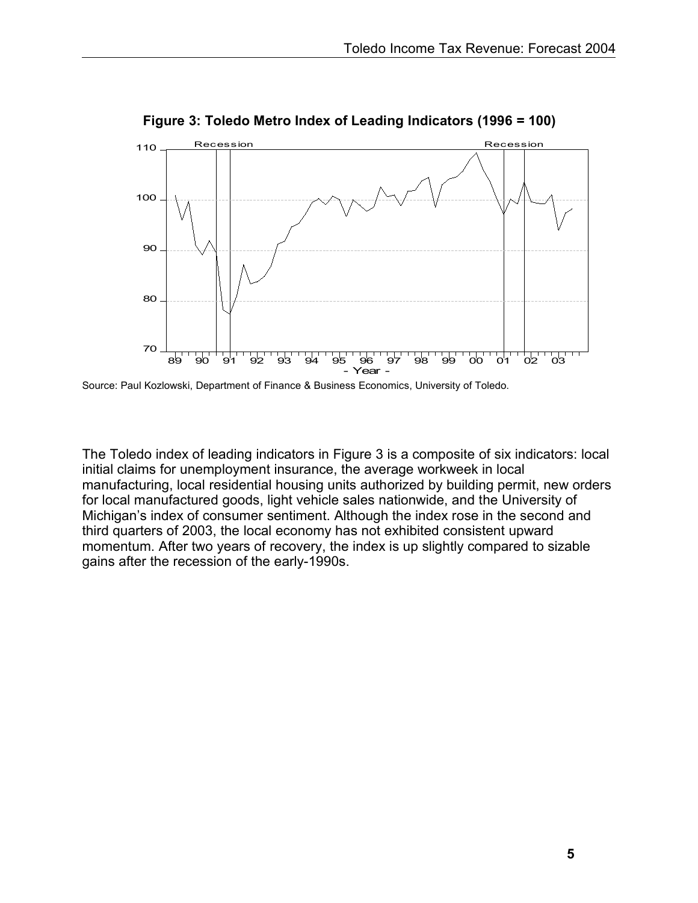**Figure 3: Toledo Metro Index of Leading Indicators (1996 = 100)**

Source: Paul Kozlowski, Department of Finance & Business Economics, University of Toledo.

The Toledo index of leading indicators in Figure 3 is a composite of six indicators: local initial claims for unemployment insurance, the average workweek in local manufacturing, local residential housing units authorized by building permit, new orders for local manufactured goods, light vehicle sales nationwide, and the University of Michigan's index of consumer sentiment. Although the index rose in the second and third quarters of 2003, the local economy has not exhibited consistent upward momentum. After two years of recovery, the index is up slightly compared to sizable gains after the recession of the early-1990s.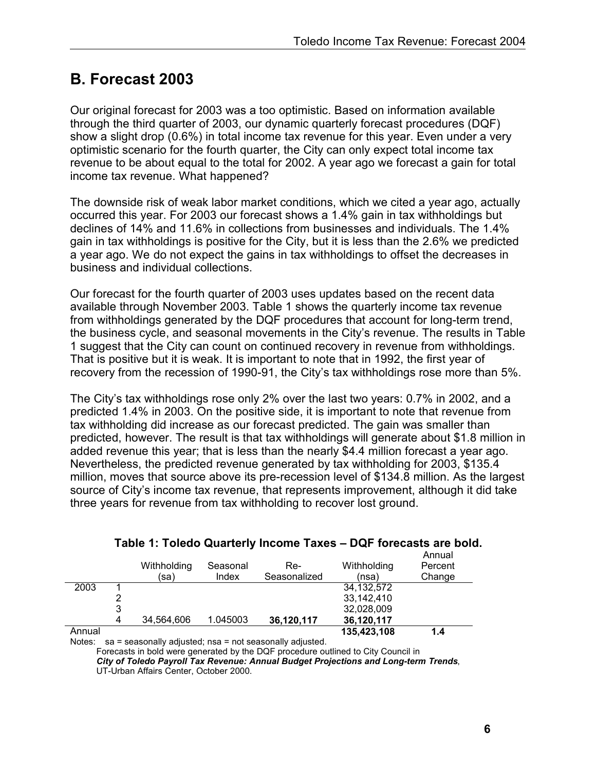## B. Forecast 2003

Our original forecast for 2003 was a too optimistic. Based on information available through the third quarter of 2003, our dynamic quarterly forecast procedures (DQF) show a slight drop (0.6%) in total income tax revenue for this year. Even under a very optimistic scenario for the fourth quarter, the City can only expect total income tax revenue to be about equal to the total for 2002. A year ago we forecast a gain for total income tax revenue. What happened?

The downside risk of weak labor market conditions, which we cited a year ago, actually occurred this year. For 2003 our forecast shows a 1.4% gain in tax withholdings but declines of 14% and 11.6% in collections from businesses and individuals. The 1.4% gain in tax withholdings is positive for the City, but it is less than the 2.6% we predicted a year ago. We do not expect the gains in tax withholdings to offset the decreases in business and individual collections.

Our forecast for the fourth quarter of 2003 uses updates based on the recent data available through November 2003. Table 1 shows the quarterly income tax revenue from withholdings generated by the DQF procedures that account for long-term trend, the business cycle, and seasonal movements in the City's revenue. The results in Table 1 suggest that the City can count on continued recovery in revenue from withholdings. That is positive but it is weak. It is important to note that in 1992, the first year of recovery from the recession of 1990-91, the City's tax withholdings rose more than 5%.

The City's tax withholdings rose only 2% over the last two years: 0.7% in 2002, and a predicted 1.4% in 2003. On the positive side, it is important to note that revenue from tax withholding did increase as our forecast predicted. The gain was smaller than predicted, however. The result is that tax withholdings will generate about $1.8 million in added revenue this year; that is less than the nearly $4.4 million forecast a year ago. Nevertheless, the predicted revenue generated by tax withholding for 2003, $135.4 million, moves that source above its pre-recession level of $134.8 million. As the largest source of City's income tax revenue, that represents improvement, although it did take three years for revenue from tax withholding to recover lost ground.

**Table 1: Toledo Quarterly Income Taxes – DQF forecasts are bold.**

| | | Withholding (sa) | Seasonal Index | Re-Seasonalized | Withholding (nsa) | Annual Percent Change |
|---|---|---|---|---|---|---|
| 2003 | 1 | | | | 34,132,572 | |
| | 2 | | | | 33,142,410 | |
| | 3 | | | | 32,028,009 | |
| | 4 | 34,564,606 | 1.045003 | **36,120,117** | **36,120,117** | |
| Annual | | | | | **135,423,108** | **1.4** |

Notes: sa = seasonally adjusted; nsa = not seasonally adjusted.
Forecasts in bold were generated by the DQF procedure outlined to City Council in ***City of Toledo Payroll Tax Revenue: Annual Budget Projections and Long-term Trends***, UT-Urban Affairs Center, October 2000.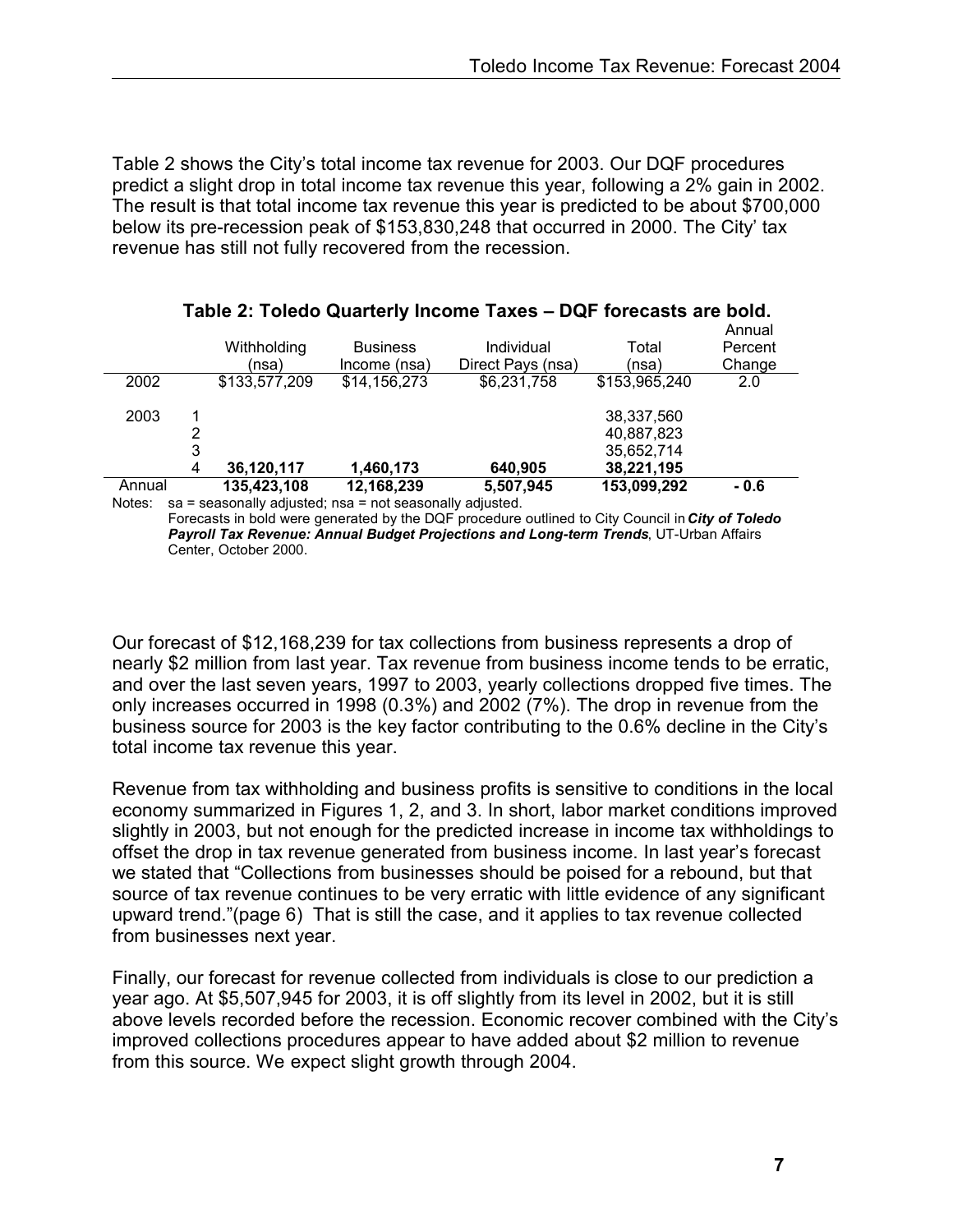Table 2 shows the City's total income tax revenue for 2003. Our DQF procedures predict a slight drop in total income tax revenue this year, following a 2% gain in 2002. The result is that total income tax revenue this year is predicted to be about $700,000 below its pre-recession peak of $153,830,248 that occurred in 2000. The City' tax revenue has still not fully recovered from the recession.

**Table 2: Toledo Quarterly Income Taxes – DQF forecasts are bold.**

| | | Withholding (nsa) | Business Income (nsa) | Individual Direct Pays (nsa) | Total (nsa) | Annual Percent Change |
|---|---|---|---|---|---|---|
| 2002 | | $133,577,209 | $14,156,273 | $6,231,758 | $153,965,240 | 2.0 |
| 2003 | 1 | | | | 38,337,560 | |
| | 2 | | | | 40,887,823 | |
| | 3 | | | | 35,652,714 | |
| | 4 | **36,120,117** | **1,460,173** | **640,905** | **38,221,195** | |
| Annual | | **135,423,108** | **12,168,239** | **5,507,945** | **153,099,292** | **- 0.6** |

Notes: sa = seasonally adjusted; nsa = not seasonally adjusted.
Forecasts in bold were generated by the DQF procedure outlined to City Council in ***City of Toledo Payroll Tax Revenue: Annual Budget Projections and Long-term Trends***, UT-Urban Affairs Center, October 2000.

Our forecast of $12,168,239 for tax collections from business represents a drop of nearly $2 million from last year. Tax revenue from business income tends to be erratic, and over the last seven years, 1997 to 2003, yearly collections dropped five times. The only increases occurred in 1998 (0.3%) and 2002 (7%). The drop in revenue from the business source for 2003 is the key factor contributing to the 0.6% decline in the City's total income tax revenue this year.

Revenue from tax withholding and business profits is sensitive to conditions in the local economy summarized in Figures 1, 2, and 3. In short, labor market conditions improved slightly in 2003, but not enough for the predicted increase in income tax withholdings to offset the drop in tax revenue generated from business income. In last year's forecast we stated that "Collections from businesses should be poised for a rebound, but that source of tax revenue continues to be very erratic with little evidence of any significant upward trend."(page 6) That is still the case, and it applies to tax revenue collected from businesses next year.

Finally, our forecast for revenue collected from individuals is close to our prediction a year ago. At $5,507,945 for 2003, it is off slightly from its level in 2002, but it is still above levels recorded before the recession. Economic recover combined with the City's improved collections procedures appear to have added about $2 million to revenue from this source. We expect slight growth through 2004.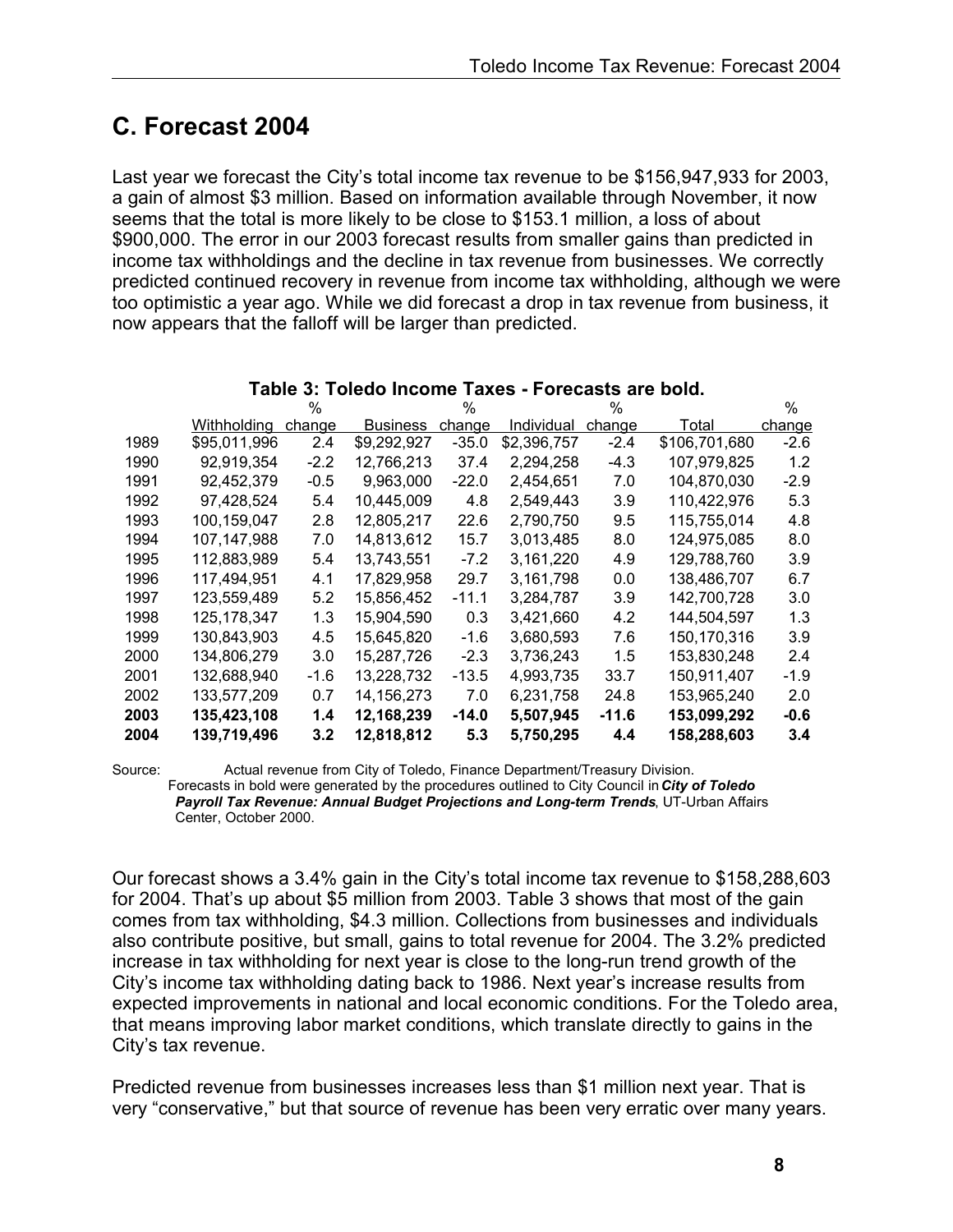## C. Forecast 2004

Last year we forecast the City's total income tax revenue to be $156,947,933 for 2003, a gain of almost $3 million. Based on information available through November, it now seems that the total is more likely to be close to $153.1 million, a loss of about $900,000. The error in our 2003 forecast results from smaller gains than predicted in income tax withholdings and the decline in tax revenue from businesses. We correctly predicted continued recovery in revenue from income tax withholding, although we were too optimistic a year ago. While we did forecast a drop in tax revenue from business, it now appears that the falloff will be larger than predicted.

**Table 3: Toledo Income Taxes - Forecasts are bold.**

| | Withholding | % change | Business | % change | Individual | % change | Total | % change |
|---|---|---|---|---|---|---|---|---|
| 1989 | $95,011,996 | 2.4 | $9,292,927 | -35.0 | $2,396,757 | -2.4 | $106,701,680 | -2.6 |
| 1990 | 92,919,354 | -2.2 | 12,766,213 | 37.4 | 2,294,258 | -4.3 | 107,979,825 | 1.2 |
| 1991 | 92,452,379 | -0.5 | 9,963,000 | -22.0 | 2,454,651 | 7.0 | 104,870,030 | -2.9 |
| 1992 | 97,428,524 | 5.4 | 10,445,009 | 4.8 | 2,549,443 | 3.9 | 110,422,976 | 5.3 |
| 1993 | 100,159,047 | 2.8 | 12,805,217 | 22.6 | 2,790,750 | 9.5 | 115,755,014 | 4.8 |
| 1994 | 107,147,988 | 7.0 | 14,813,612 | 15.7 | 3,013,485 | 8.0 | 124,975,085 | 8.0 |
| 1995 | 112,883,989 | 5.4 | 13,743,551 | -7.2 | 3,161,220 | 4.9 | 129,788,760 | 3.9 |
| 1996 | 117,494,951 | 4.1 | 17,829,958 | 29.7 | 3,161,798 | 0.0 | 138,486,707 | 6.7 |
| 1997 | 123,559,489 | 5.2 | 15,856,452 | -11.1 | 3,284,787 | 3.9 | 142,700,728 | 3.0 |
| 1998 | 125,178,347 | 1.3 | 15,904,590 | 0.3 | 3,421,660 | 4.2 | 144,504,597 | 1.3 |
| 1999 | 130,843,903 | 4.5 | 15,645,820 | -1.6 | 3,680,593 | 7.6 | 150,170,316 | 3.9 |
| 2000 | 134,806,279 | 3.0 | 15,287,726 | -2.3 | 3,736,243 | 1.5 | 153,830,248 | 2.4 |
| 2001 | 132,688,940 | -1.6 | 13,228,732 | -13.5 | 4,993,735 | 33.7 | 150,911,407 | -1.9 |
| 2002 | 133,577,209 | 0.7 | 14,156,273 | 7.0 | 6,231,758 | 24.8 | 153,965,240 | 2.0 |
| **2003** | **135,423,108** | **1.4** | **12,168,239** | **-14.0** | **5,507,945** | **-11.6** | **153,099,292** | **-0.6** |
| **2004** | **139,719,496** | **3.2** | **12,818,812** | **5.3** | **5,750,295** | **4.4** | **158,288,603** | **3.4** |

Source: Actual revenue from City of Toledo, Finance Department/Treasury Division. Forecasts in bold were generated by the procedures outlined to City Council in ***City of Toledo Payroll Tax Revenue: Annual Budget Projections and Long-term Trends***, UT-Urban Affairs Center, October 2000.

Our forecast shows a 3.4% gain in the City's total income tax revenue to $158,288,603 for 2004. That's up about $5 million from 2003. Table 3 shows that most of the gain comes from tax withholding, $4.3 million. Collections from businesses and individuals also contribute positive, but small, gains to total revenue for 2004. The 3.2% predicted increase in tax withholding for next year is close to the long-run trend growth of the City's income tax withholding dating back to 1986. Next year's increase results from expected improvements in national and local economic conditions. For the Toledo area, that means improving labor market conditions, which translate directly to gains in the City's tax revenue.

Predicted revenue from businesses increases less than $1 million next year. That is very "conservative," but that source of revenue has been very erratic over many years.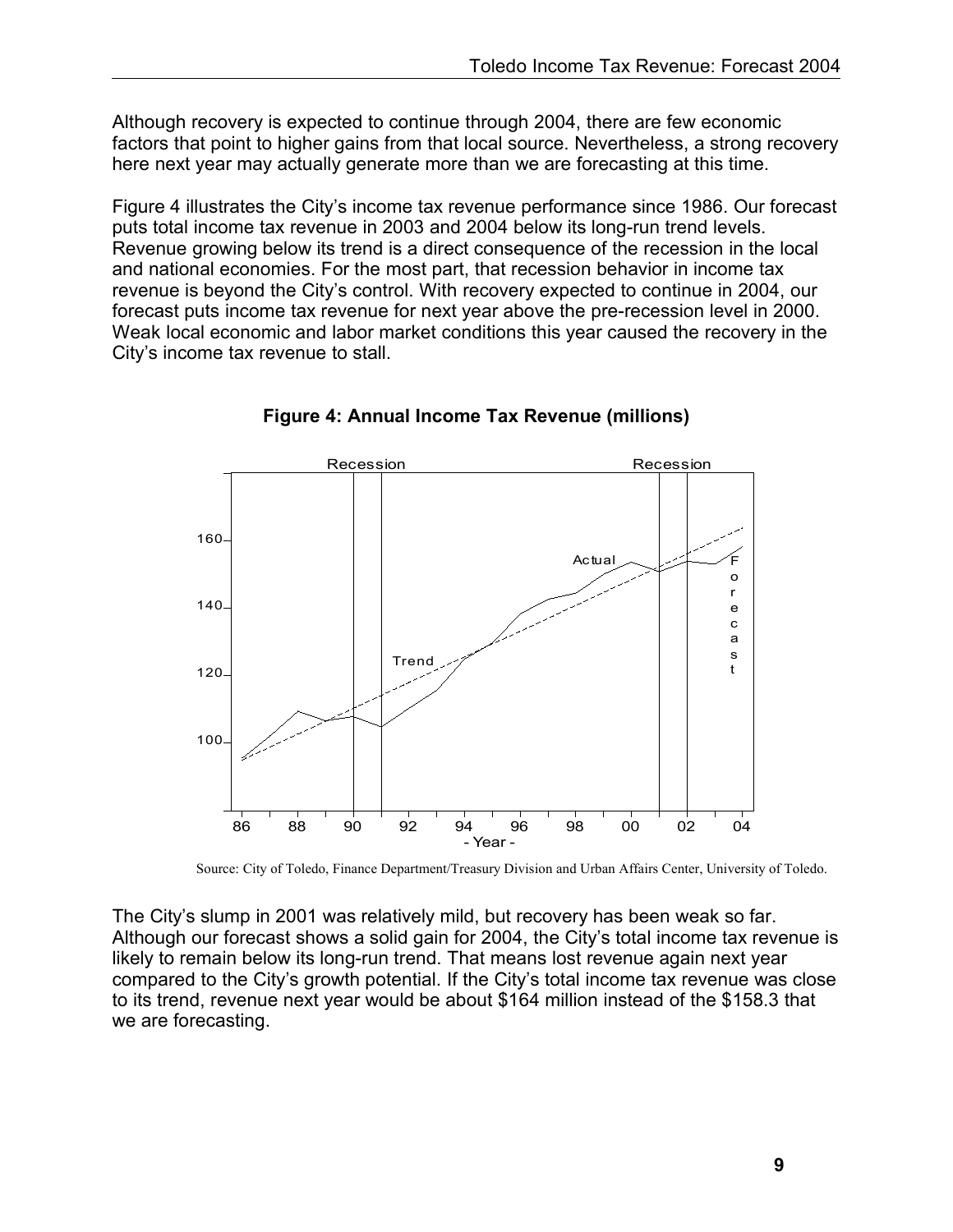Although recovery is expected to continue through 2004, there are few economic factors that point to higher gains from that local source. Nevertheless, a strong recovery here next year may actually generate more than we are forecasting at this time.

Figure 4 illustrates the City's income tax revenue performance since 1986. Our forecast puts total income tax revenue in 2003 and 2004 below its long-run trend levels. Revenue growing below its trend is a direct consequence of the recession in the local and national economies. For the most part, that recession behavior in income tax revenue is beyond the City's control. With recovery expected to continue in 2004, our forecast puts income tax revenue for next year above the pre-recession level in 2000. Weak local economic and labor market conditions this year caused the recovery in the City's income tax revenue to stall.

**Figure 4: Annual Income Tax Revenue (millions)**

Source: City of Toledo, Finance Department/Treasury Division and Urban Affairs Center, University of Toledo.

The City's slump in 2001 was relatively mild, but recovery has been weak so far. Although our forecast shows a solid gain for 2004, the City's total income tax revenue is likely to remain below its long-run trend. That means lost revenue again next year compared to the City's growth potential. If the City's total income tax revenue was close to its trend, revenue next year would be about $164 million instead of the $158.3 that we are forecasting.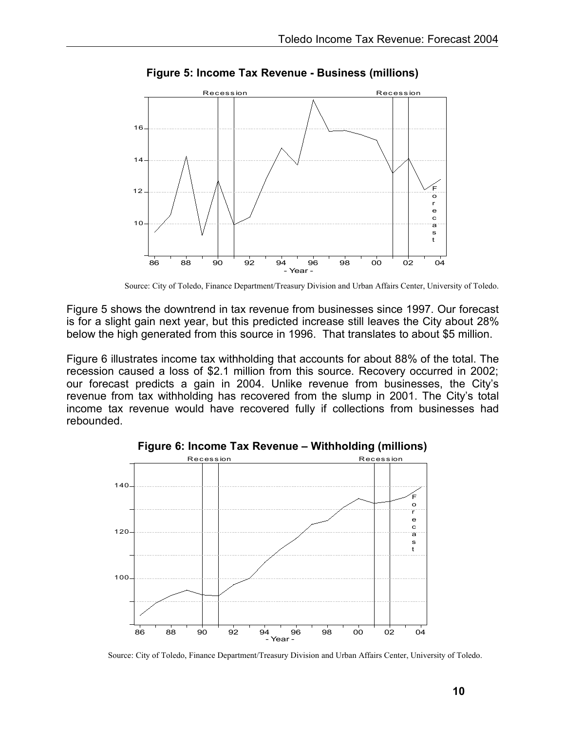**Figure 5: Income Tax Revenue - Business (millions)**

Source: City of Toledo, Finance Department/Treasury Division and Urban Affairs Center, University of Toledo.

Figure 5 shows the downtrend in tax revenue from businesses since 1997. Our forecast is for a slight gain next year, but this predicted increase still leaves the City about 28% below the high generated from this source in 1996. That translates to about $5 million.

Figure 6 illustrates income tax withholding that accounts for about 88% of the total. The recession caused a loss of $2.1 million from this source. Recovery occurred in 2002; our forecast predicts a gain in 2004. Unlike revenue from businesses, the City's revenue from tax withholding has recovered from the slump in 2001. The City's total income tax revenue would have recovered fully if collections from businesses had rebounded.

**Figure 6: Income Tax Revenue – Withholding (millions)**

Source: City of Toledo, Finance Department/Treasury Division and Urban Affairs Center, University of Toledo.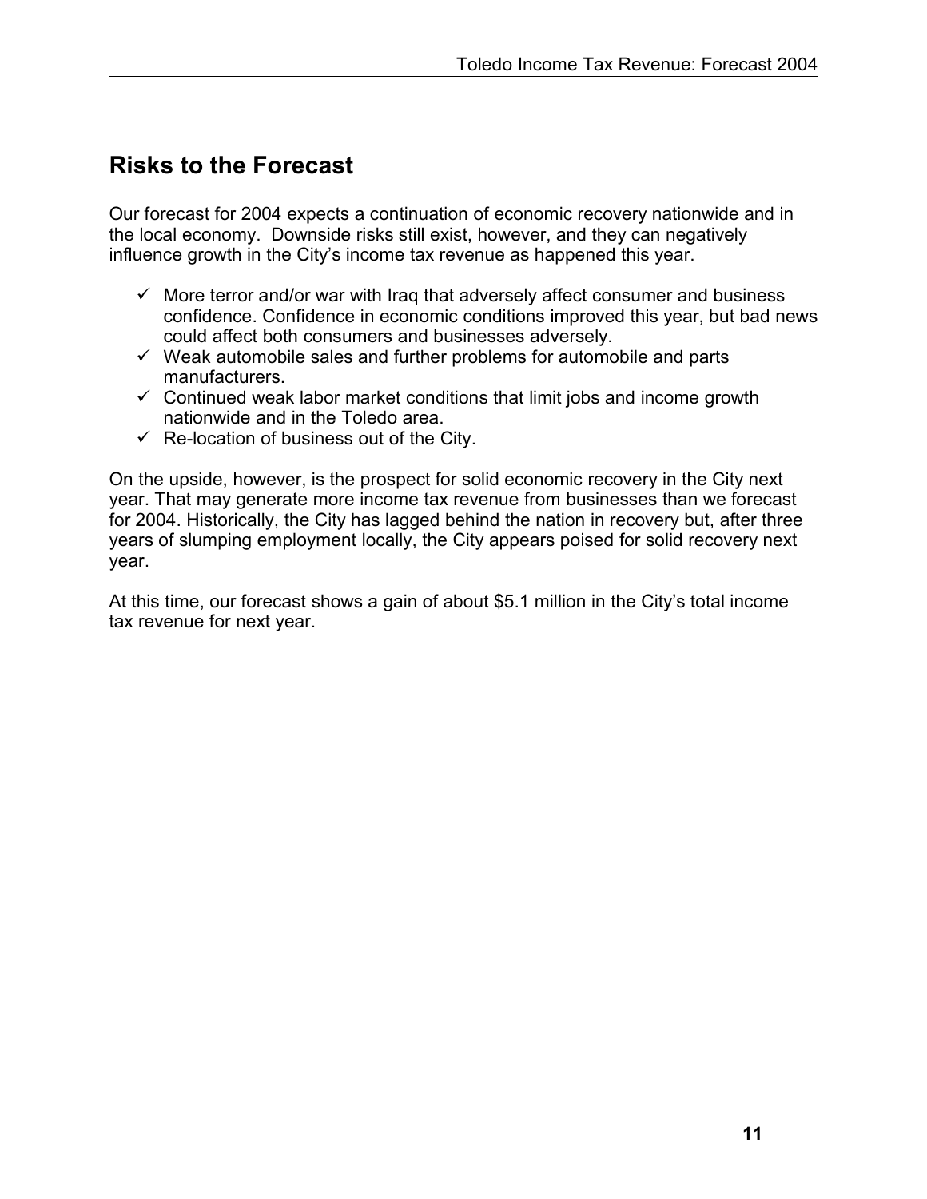## Risks to the Forecast

Our forecast for 2004 expects a continuation of economic recovery nationwide and in the local economy. Downside risks still exist, however, and they can negatively influence growth in the City's income tax revenue as happened this year.

- ✓ More terror and/or war with Iraq that adversely affect consumer and business confidence. Confidence in economic conditions improved this year, but bad news could affect both consumers and businesses adversely.
- ✓ Weak automobile sales and further problems for automobile and parts manufacturers.
- ✓ Continued weak labor market conditions that limit jobs and income growth nationwide and in the Toledo area.
- ✓ Re-location of business out of the City.

On the upside, however, is the prospect for solid economic recovery in the City next year. That may generate more income tax revenue from businesses than we forecast for 2004. Historically, the City has lagged behind the nation in recovery but, after three years of slumping employment locally, the City appears poised for solid recovery next year.

At this time, our forecast shows a gain of about $5.1 million in the City's total income tax revenue for next year.